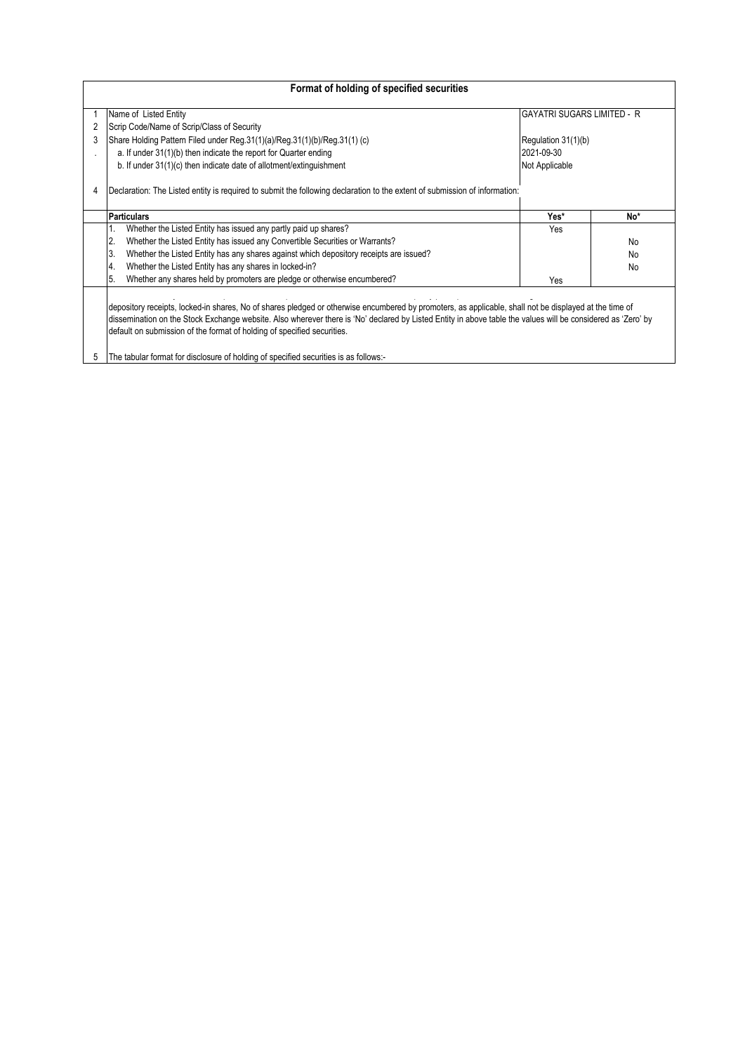# Format of holding of specified securities

| | | | |
|---|---|---|---|
| 1 | Name of Listed Entity | GAYATRI SUGARS LIMITED - R | |
| 2 | Scrip Code/Name of Scrip/Class of Security | | |
| 3 | Share Holding Pattern Filed under Reg.31(1)(a)/Reg.31(1)(b)/Reg.31(1) (c) | Regulation 31(1)(b) | |
| . | a. If under 31(1)(b) then indicate the report for Quarter ending | 2021-09-30 | |
| | b. If under 31(1)(c) then indicate date of allotment/extinguishment | Not Applicable | |
| 4 | Declaration: The Listed entity is required to submit the following declaration to the extent of submission of information: | | |

| | Particulars | Yes* | No* |
|---|---|---|---|
| | 1. Whether the Listed Entity has issued any partly paid up shares? | Yes | |
| | 2. Whether the Listed Entity has issued any Convertible Securities or Warrants? | | No |
| | 3. Whether the Listed Entity has any shares against which depository receipts are issued? | | No |
| | 4. Whether the Listed Entity has any shares in locked-in? | | No |
| | 5. Whether any shares held by promoters are pledge or otherwise encumbered? | Yes | |

depository receipts, locked-in shares, No of shares pledged or otherwise encumbered by promoters, as applicable, shall not be displayed at the time of dissemination on the Stock Exchange website. Also wherever there is 'No' declared by Listed Entity in above table the values will be considered as 'Zero' by default on submission of the format of holding of specified securities.

5 The tabular format for disclosure of holding of specified securities is as follows:-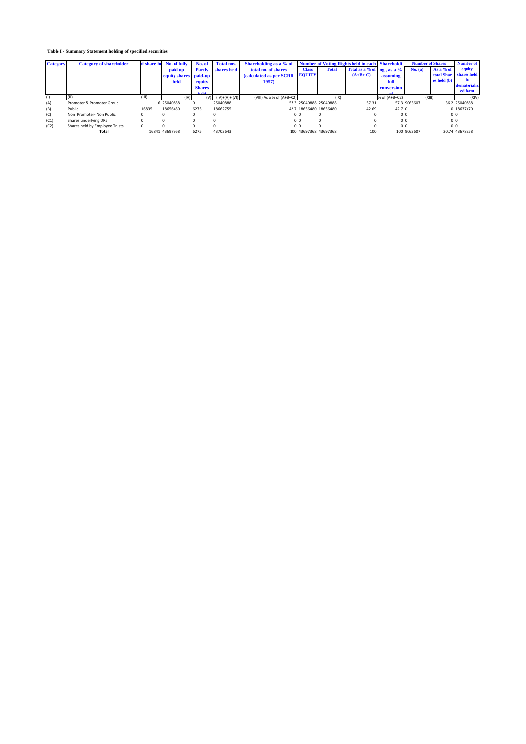**Table I - Summary Statement holding of specified securities**

| Category | Category of shareholder | No. of share holders | No. of fully paid up equity shares held | No. of Partly paid-up equity Shares held | Total nos. shares held | Shareholding as a % of total no. of shares (calculated as per SCRR 1957) | Number of Voting Rights held in each class of securities | | | Shareholding , as a % assuming full conversion | Number of Shares | | Number of equity shares held in dematerialized form |
|---|---|---|---|---|---|---|---|---|---|---|---|---|---|
| | | | | | | | Class EQUITY | Total | Total as a % of (A+B+ C) | | No. (a) | As a % of total Shares held (b) | |
| (I) | (II) | (III) | (IV) | (V) | (VI) = (IV)+(V)+ (VI) | (VIII) As a % of (A+B+C2) | (IX) | | | % of (A+B+C2) | (XIII) | | (XIV) |
| (A) | Promoter & Promoter Group | 6 | 25040888 | 0 | 25040888 | 57.3 | 25040888 | 25040888 | 57.31 | 57.3 | 9063607 | 36.2 | 25040888 |
| (B) | Public | 16835 | 18656480 | 6275 | 18662755 | 42.7 | 18656480 | 18656480 | 42.69 | 42.7 | 0 | 0 | 18637470 |
| (C) | Non Promoter- Non Public | 0 | 0 | 0 | 0 | 0 | 0 | 0 | 0 | 0 | 0 | 0 | 0 |
| (C1) | Shares underlying DRs | 0 | 0 | 0 | 0 | 0 | 0 | 0 | 0 | 0 | 0 | 0 | 0 |
| (C2) | Shares held by Employee Trusts | 0 | 0 | 0 | 0 | 0 | 0 | 0 | 0 | 0 | 0 | 0 | 0 |
| | **Total** | 16841 | 43697368 | 6275 | 43703643 | 100 | 43697368 | 43697368 | 100 | 100 | 9063607 | 20.74 | 43678358 |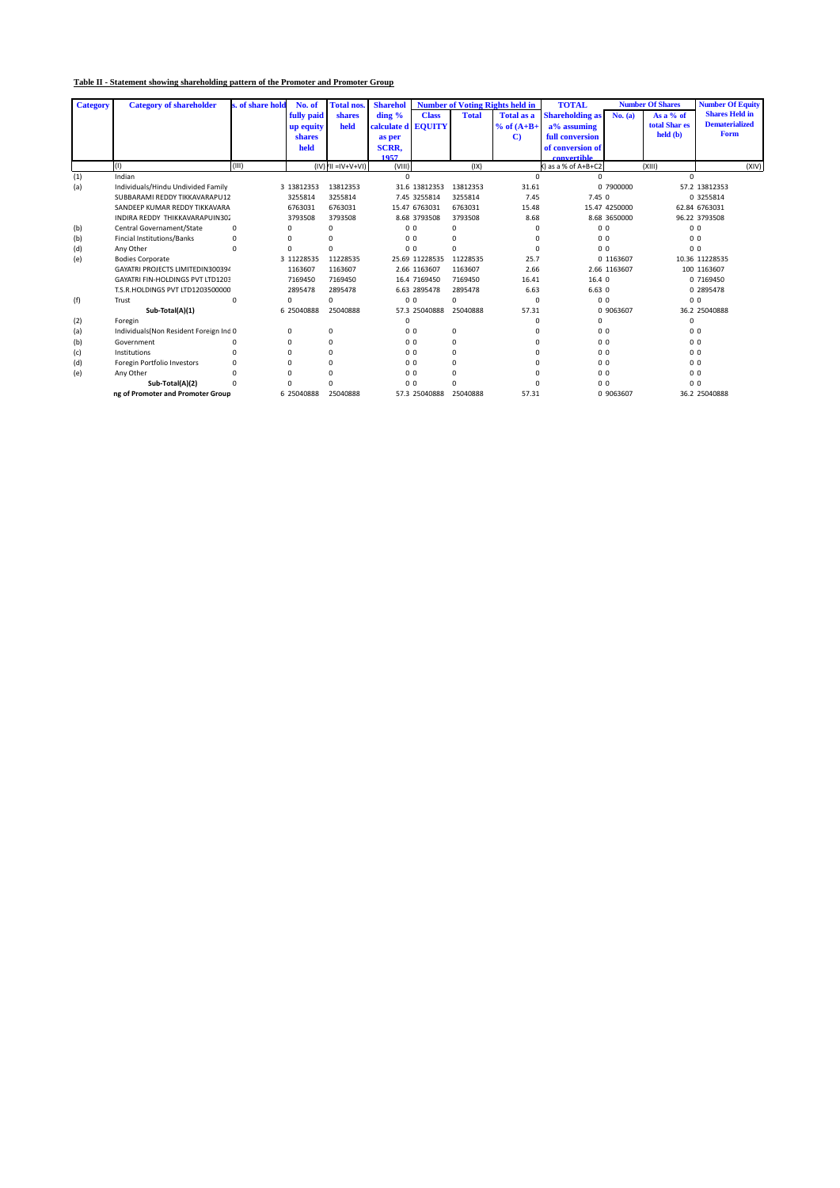**Table II - Statement showing shareholding pattern of the Promoter and Promoter Group**

| Category | Category of shareholder | s. of share hold | No. of fully paid up equity shares held | Total nos. shares held | Sharehol ding % calculate d as per SCRR, 1957 | Number of Voting Rights held in | | | TOTAL Shareholding as a% assuming full conversion of convertible | Number Of Shares | | Number Of Equity Shares Held in Dematerialized Form |
|---|---|---|---|---|---|---|---|---|---|---|---|---|
| | | | | | | Class EQUITY | Total | Total as a % of (A+B+C) | | No. (a) | As a % of total Shar es held (b) | |
| | (I) | (III) | | (IV) /II =IV+V+VI) | (VIII) | | (IX) | | ) as a % of A+B+C2 | | (XIII) | (XIV) |
| (1) | Indian | | | | 0 | | | 0 | 0 | | 0 | |
| (a) | Individuals/Hindu Undivided Family | 3 | 13812353 | 13812353 | 31.6 | 13812353 | 13812353 | 31.61 | 0 | 7900000 | 57.2 | 13812353 |
| | SUBBARAMI REDDY TIKKAVARAPU12 | | 3255814 | 3255814 | 7.45 | 3255814 | 3255814 | 7.45 | 7.45 | 0 | 0 | 3255814 |
| | SANDEEP KUMAR REDDY TIKKAVARA | | 6763031 | 6763031 | 15.47 | 6763031 | 6763031 | 15.48 | 15.47 | 4250000 | 62.84 | 6763031 |
| | INDIRA REDDY THIKKAVARAPUIN302 | | 3793508 | 3793508 | 8.68 | 3793508 | 3793508 | 8.68 | 8.68 | 3650000 | 96.22 | 3793508 |
| (b) | Central Governament/State | 0 | 0 | 0 | 0 | 0 | 0 | 0 | 0 | 0 | 0 | 0 |
| (b) | Fincial Institutions/Banks | 0 | 0 | 0 | 0 | 0 | 0 | 0 | 0 | 0 | 0 | 0 |
| (d) | Any Other | 0 | 0 | 0 | 0 | 0 | 0 | 0 | 0 | 0 | 0 | 0 |
| (e) | Bodies Corporate | 3 | 11228535 | 11228535 | 25.69 | 11228535 | 11228535 | 25.7 | 0 | 1163607 | 10.36 | 11228535 |
| | GAYATRI PROJECTS LIMITEDIN300394 | | 1163607 | 1163607 | 2.66 | 1163607 | 1163607 | 2.66 | 2.66 | 1163607 | 100 | 1163607 |
| | GAYATRI FIN-HOLDINGS PVT LTD1203 | | 7169450 | 7169450 | 16.4 | 7169450 | 7169450 | 16.41 | 16.4 | 0 | 0 | 7169450 |
| | T.S.R.HOLDINGS PVT LTD1203500000 | | 2895478 | 2895478 | 6.63 | 2895478 | 2895478 | 6.63 | 6.63 | 0 | 0 | 2895478 |
| (f) | Trust | 0 | 0 | 0 | 0 | 0 | 0 | 0 | 0 | 0 | 0 | 0 |
| | **Sub-Total(A)(1)** | 6 | 25040888 | 25040888 | 57.3 | 25040888 | 25040888 | 57.31 | 0 | 9063607 | 36.2 | 25040888 |
| (2) | Foregin | | | | 0 | | | 0 | 0 | | 0 | |
| (a) | Individuals(Non Resident Foreign Ind | 0 | 0 | 0 | 0 | 0 | 0 | 0 | 0 | 0 | 0 | 0 |
| (b) | Government | 0 | 0 | 0 | 0 | 0 | 0 | 0 | 0 | 0 | 0 | 0 |
| (c) | Institutions | 0 | 0 | 0 | 0 | 0 | 0 | 0 | 0 | 0 | 0 | 0 |
| (d) | Foregin Portfolio Investors | 0 | 0 | 0 | 0 | 0 | 0 | 0 | 0 | 0 | 0 | 0 |
| (e) | Any Other | 0 | 0 | 0 | 0 | 0 | 0 | 0 | 0 | 0 | 0 | 0 |
| | **Sub-Total(A)(2)** | 0 | 0 | 0 | 0 | 0 | 0 | 0 | 0 | 0 | 0 | 0 |
| | **ng of Promoter and Promoter Group** | 6 | 25040888 | 25040888 | 57.3 | 25040888 | 25040888 | 57.31 | 0 | 9063607 | 36.2 | 25040888 |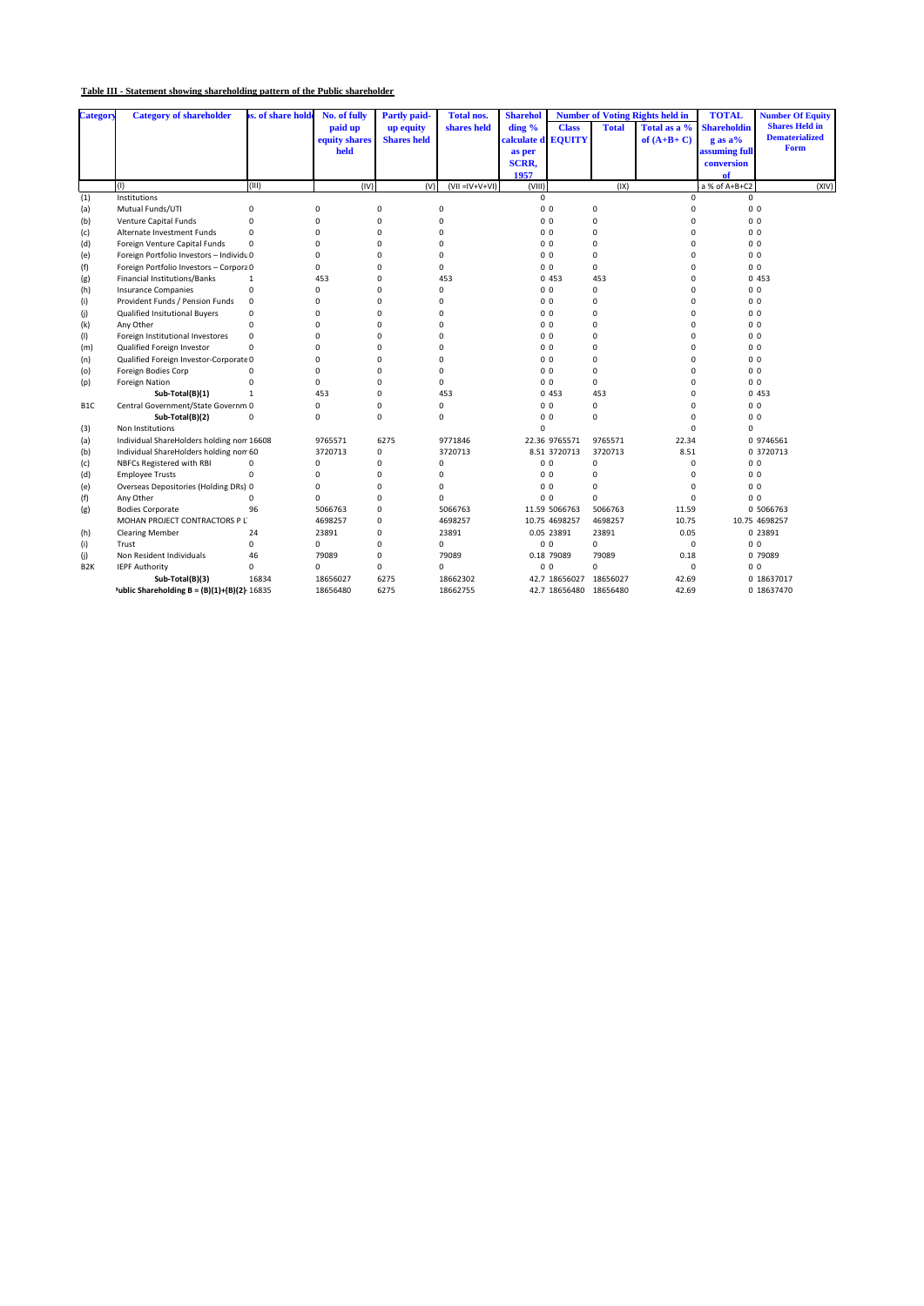**Table III - Statement showing shareholding pattern of the Public shareholder**

| Category | Category of shareholder | Nos. of share holders | No. of fully paid up equity shares held | Partly paid-up equity Shares held | Total nos. shares held | Shareholding % calculated as per SCRR, 1957 | Number of Voting Rights held in | | | TOTAL Shareholding as a% assuming full conversion of | Number Of Equity Shares Held in Dematerialized Form |
|---|---|---|---|---|---|---|---|---|---|---|---|
| | | | | | | | Class EQUITY | Total | Total as a % of (A+B+ C) | | |
| | (I) | (III) | (IV) | (V) | (VII =IV+V+VI) | (VIII) | | (IX) | | a % of A+B+C2 | (XIV) |
| (1) | Institutions | | | | | 0 | | | 0 | 0 | |
| (a) | Mutual Funds/UTI | 0 | 0 | 0 | 0 | 0 | 0 | 0 | 0 | 0 | 0 |
| (b) | Venture Capital Funds | 0 | 0 | 0 | 0 | 0 | 0 | 0 | 0 | 0 | 0 |
| (c) | Alternate Investment Funds | 0 | 0 | 0 | 0 | 0 | 0 | 0 | 0 | 0 | 0 |
| (d) | Foreign Venture Capital Funds | 0 | 0 | 0 | 0 | 0 | 0 | 0 | 0 | 0 | 0 |
| (e) | Foreign Portfolio Investors – Individu | 0 | 0 | 0 | 0 | 0 | 0 | 0 | 0 | 0 | 0 |
| (f) | Foreign Portfolio Investors – Corpora | 0 | 0 | 0 | 0 | 0 | 0 | 0 | 0 | 0 | 0 |
| (g) | Financial Institutions/Banks | 1 | 453 | 0 | 453 | 0 | 453 | 453 | 0 | 0 | 453 |
| (h) | Insurance Companies | 0 | 0 | 0 | 0 | 0 | 0 | 0 | 0 | 0 | 0 |
| (i) | Provident Funds / Pension Funds | 0 | 0 | 0 | 0 | 0 | 0 | 0 | 0 | 0 | 0 |
| (j) | Qualified Insitutional Buyers | 0 | 0 | 0 | 0 | 0 | 0 | 0 | 0 | 0 | 0 |
| (k) | Any Other | 0 | 0 | 0 | 0 | 0 | 0 | 0 | 0 | 0 | 0 |
| (l) | Foreign Institutional Investores | 0 | 0 | 0 | 0 | 0 | 0 | 0 | 0 | 0 | 0 |
| (m) | Qualified Foreign Investor | 0 | 0 | 0 | 0 | 0 | 0 | 0 | 0 | 0 | 0 |
| (n) | Qualified Foreign Investor-Corporate | 0 | 0 | 0 | 0 | 0 | 0 | 0 | 0 | 0 | 0 |
| (o) | Foreign Bodies Corp | 0 | 0 | 0 | 0 | 0 | 0 | 0 | 0 | 0 | 0 |
| (p) | Foreign Nation | 0 | 0 | 0 | 0 | 0 | 0 | 0 | 0 | 0 | 0 |
| | **Sub-Total(B)(1)** | 1 | 453 | 0 | 453 | 0 | 453 | 453 | 0 | 0 | 453 |
| B1C | Central Government/State Governm | 0 | 0 | 0 | 0 | 0 | 0 | 0 | 0 | 0 | 0 |
| | **Sub-Total(B)(2)** | 0 | 0 | 0 | 0 | 0 | 0 | 0 | 0 | 0 | 0 |
| (3) | Non Institutions | | | | | 0 | | | 0 | 0 | |
| (a) | Individual ShareHolders holding nom | 16608 | 9765571 | 6275 | 9771846 | 22.36 | 9765571 | 9765571 | 22.34 | 0 | 9746561 |
| (b) | Individual ShareHolders holding nom | 60 | 3720713 | 0 | 3720713 | 8.51 | 3720713 | 3720713 | 8.51 | 0 | 3720713 |
| (c) | NBFCs Registered with RBI | 0 | 0 | 0 | 0 | 0 | 0 | 0 | 0 | 0 | 0 |
| (d) | Employee Trusts | 0 | 0 | 0 | 0 | 0 | 0 | 0 | 0 | 0 | 0 |
| (e) | Overseas Depositories (Holding DRs) | 0 | 0 | 0 | 0 | 0 | 0 | 0 | 0 | 0 | 0 |
| (f) | Any Other | 0 | 0 | 0 | 0 | 0 | 0 | 0 | 0 | 0 | 0 |
| (g) | Bodies Corporate | 96 | 5066763 | 0 | 5066763 | 11.59 | 5066763 | 5066763 | 11.59 | 0 | 5066763 |
| | MOHAN PROJECT CONTRACTORS P L | | 4698257 | 0 | 4698257 | 10.75 | 4698257 | 4698257 | 10.75 | 10.75 | 4698257 |
| (h) | Clearing Member | 24 | 23891 | 0 | 23891 | 0.05 | 23891 | 23891 | 0.05 | 0 | 23891 |
| (i) | Trust | 0 | 0 | 0 | 0 | 0 | 0 | 0 | 0 | 0 | 0 |
| (j) | Non Resident Individuals | 46 | 79089 | 0 | 79089 | 0.18 | 79089 | 79089 | 0.18 | 0 | 79089 |
| B2K | IEPF Authority | 0 | 0 | 0 | 0 | 0 | 0 | 0 | 0 | 0 | 0 |
| | **Sub-Total(B)(3)** | 16834 | 18656027 | 6275 | 18662302 | 42.7 | 18656027 | 18656027 | 42.69 | 0 | 18637017 |
| | **Public Shareholding B = (B)(1)+(B)(2)+** | 16835 | 18656480 | 6275 | 18662755 | 42.7 | 18656480 | 18656480 | 42.69 | 0 | 18637470 |